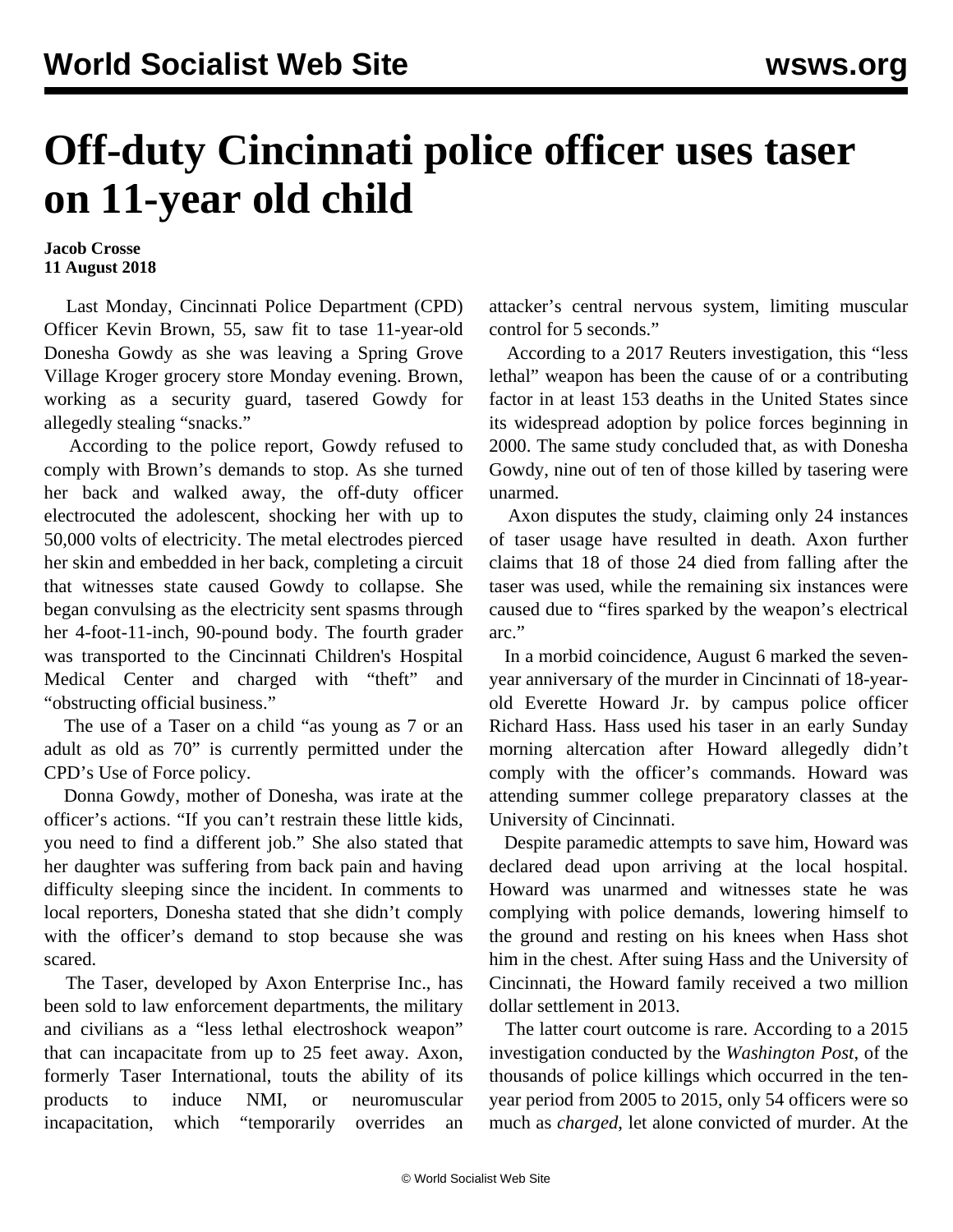# Off-duty Cincinnati police officer uses taser on 11-year old child

**Jacob Crosse**
**11 August 2018**

Last Monday, Cincinnati Police Department (CPD) Officer Kevin Brown, 55, saw fit to tase 11-year-old Donesha Gowdy as she was leaving a Spring Grove Village Kroger grocery store Monday evening. Brown, working as a security guard, tasered Gowdy for allegedly stealing "snacks."

According to the police report, Gowdy refused to comply with Brown's demands to stop. As she turned her back and walked away, the off-duty officer electrocuted the adolescent, shocking her with up to 50,000 volts of electricity. The metal electrodes pierced her skin and embedded in her back, completing a circuit that witnesses state caused Gowdy to collapse. She began convulsing as the electricity sent spasms through her 4-foot-11-inch, 90-pound body. The fourth grader was transported to the Cincinnati Children's Hospital Medical Center and charged with "theft" and "obstructing official business."

The use of a Taser on a child "as young as 7 or an adult as old as 70" is currently permitted under the CPD's Use of Force policy.

Donna Gowdy, mother of Donesha, was irate at the officer's actions. "If you can't restrain these little kids, you need to find a different job." She also stated that her daughter was suffering from back pain and having difficulty sleeping since the incident. In comments to local reporters, Donesha stated that she didn't comply with the officer's demand to stop because she was scared.

The Taser, developed by Axon Enterprise Inc., has been sold to law enforcement departments, the military and civilians as a "less lethal electroshock weapon" that can incapacitate from up to 25 feet away. Axon, formerly Taser International, touts the ability of its products to induce NMI, or neuromuscular incapacitation, which "temporarily overrides an attacker's central nervous system, limiting muscular control for 5 seconds."

According to a 2017 Reuters investigation, this "less lethal" weapon has been the cause of or a contributing factor in at least 153 deaths in the United States since its widespread adoption by police forces beginning in 2000. The same study concluded that, as with Donesha Gowdy, nine out of ten of those killed by tasering were unarmed.

Axon disputes the study, claiming only 24 instances of taser usage have resulted in death. Axon further claims that 18 of those 24 died from falling after the taser was used, while the remaining six instances were caused due to "fires sparked by the weapon's electrical arc."

In a morbid coincidence, August 6 marked the seven-year anniversary of the murder in Cincinnati of 18-year-old Everette Howard Jr. by campus police officer Richard Hass. Hass used his taser in an early Sunday morning altercation after Howard allegedly didn't comply with the officer's commands. Howard was attending summer college preparatory classes at the University of Cincinnati.

Despite paramedic attempts to save him, Howard was declared dead upon arriving at the local hospital. Howard was unarmed and witnesses state he was complying with police demands, lowering himself to the ground and resting on his knees when Hass shot him in the chest. After suing Hass and the University of Cincinnati, the Howard family received a two million dollar settlement in 2013.

The latter court outcome is rare. According to a 2015 investigation conducted by the *Washington Post*, of the thousands of police killings which occurred in the ten-year period from 2005 to 2015, only 54 officers were so much as *charged*, let alone convicted of murder. At the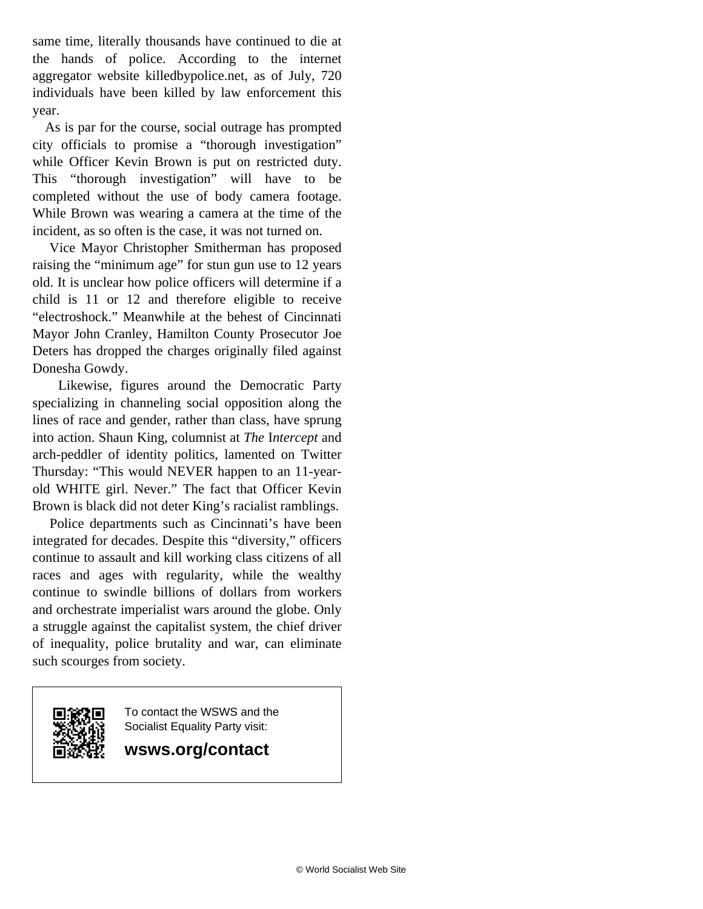same time, literally thousands have continued to die at the hands of police. According to the internet aggregator website killedbypolice.net, as of July, 720 individuals have been killed by law enforcement this year.

As is par for the course, social outrage has prompted city officials to promise a "thorough investigation" while Officer Kevin Brown is put on restricted duty. This "thorough investigation" will have to be completed without the use of body camera footage. While Brown was wearing a camera at the time of the incident, as so often is the case, it was not turned on.

Vice Mayor Christopher Smitherman has proposed raising the "minimum age" for stun gun use to 12 years old. It is unclear how police officers will determine if a child is 11 or 12 and therefore eligible to receive "electroshock." Meanwhile at the behest of Cincinnati Mayor John Cranley, Hamilton County Prosecutor Joe Deters has dropped the charges originally filed against Donesha Gowdy.

Likewise, figures around the Democratic Party specializing in channeling social opposition along the lines of race and gender, rather than class, have sprung into action. Shaun King, columnist at *The Intercept* and arch-peddler of identity politics, lamented on Twitter Thursday: "This would NEVER happen to an 11-year-old WHITE girl. Never." The fact that Officer Kevin Brown is black did not deter King's racialist ramblings.

Police departments such as Cincinnati's have been integrated for decades. Despite this "diversity," officers continue to assault and kill working class citizens of all races and ages with regularity, while the wealthy continue to swindle billions of dollars from workers and orchestrate imperialist wars around the globe. Only a struggle against the capitalist system, the chief driver of inequality, police brutality and war, can eliminate such scourges from society.

To contact the WSWS and the Socialist Equality Party visit:

**wsws.org/contact**